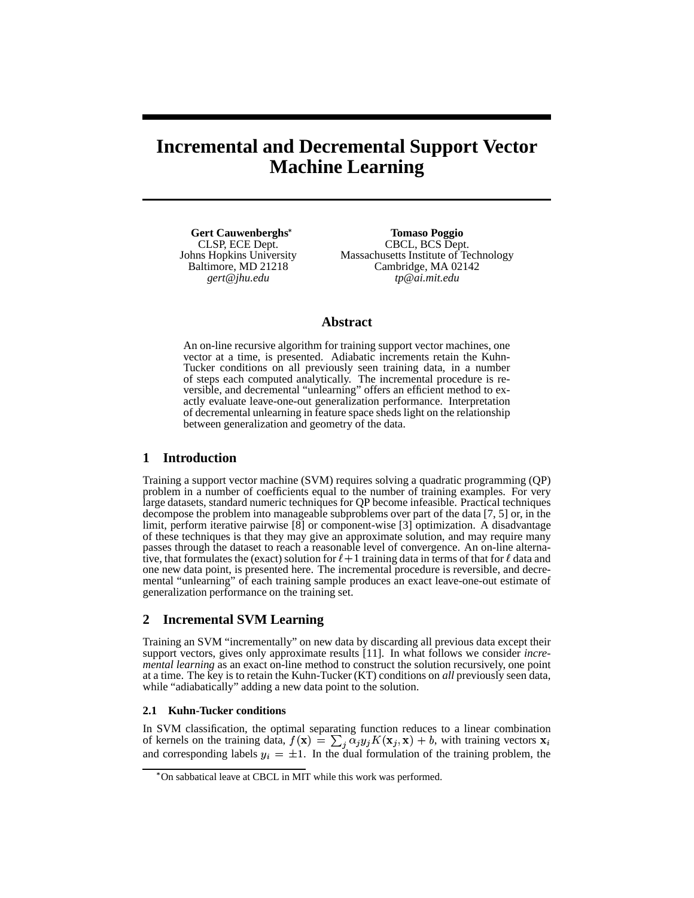# Incremental and Decremental Support Vector Machine Learning

**Gert Cauwenberghs***
CLSP, ECE Dept.
Johns Hopkins University
Baltimore, MD 21218
*gert@jhu.edu*

**Tomaso Poggio**
CBCL, BCS Dept.
Massachusetts Institute of Technology
Cambridge, MA 02142
*tp@ai.mit.edu*

## Abstract

An on-line recursive algorithm for training support vector machines, one vector at a time, is presented. Adiabatic increments retain the Kuhn-Tucker conditions on all previously seen training data, in a number of steps each computed analytically. The incremental procedure is reversible, and decremental "unlearning" offers an efficient method to exactly evaluate leave-one-out generalization performance. Interpretation of decremental unlearning in feature space sheds light on the relationship between generalization and geometry of the data.

## 1 Introduction

Training a support vector machine (SVM) requires solving a quadratic programming (QP) problem in a number of coefficients equal to the number of training examples. For very large datasets, standard numeric techniques for QP become infeasible. Practical techniques decompose the problem into manageable subproblems over part of the data [7, 5] or, in the limit, perform iterative pairwise [8] or component-wise [3] optimization. A disadvantage of these techniques is that they may give an approximate solution, and may require many passes through the dataset to reach a reasonable level of convergence. An on-line alternative, that formulates the (exact) solution for $\ell+1$ training data in terms of that for $\ell$ data and one new data point, is presented here. The incremental procedure is reversible, and decremental "unlearning" of each training sample produces an exact leave-one-out estimate of generalization performance on the training set.

## 2 Incremental SVM Learning

Training an SVM "incrementally" on new data by discarding all previous data except their support vectors, gives only approximate results [11]. In what follows we consider *incremental learning* as an exact on-line method to construct the solution recursively, one point at a time. The key is to retain the Kuhn-Tucker (KT) conditions on *all* previously seen data, while "adiabatically" adding a new data point to the solution.

### 2.1 Kuhn-Tucker conditions

In SVM classification, the optimal separating function reduces to a linear combination of kernels on the training data, $f(\mathbf{x}) = \sum_j \alpha_j y_j K(\mathbf{x}_j, \mathbf{x}) + b$, with training vectors $\mathbf{x}_i$ and corresponding labels $y_i = \pm 1$. In the dual formulation of the training problem, the

*On sabbatical leave at CBCL in MIT while this work was performed.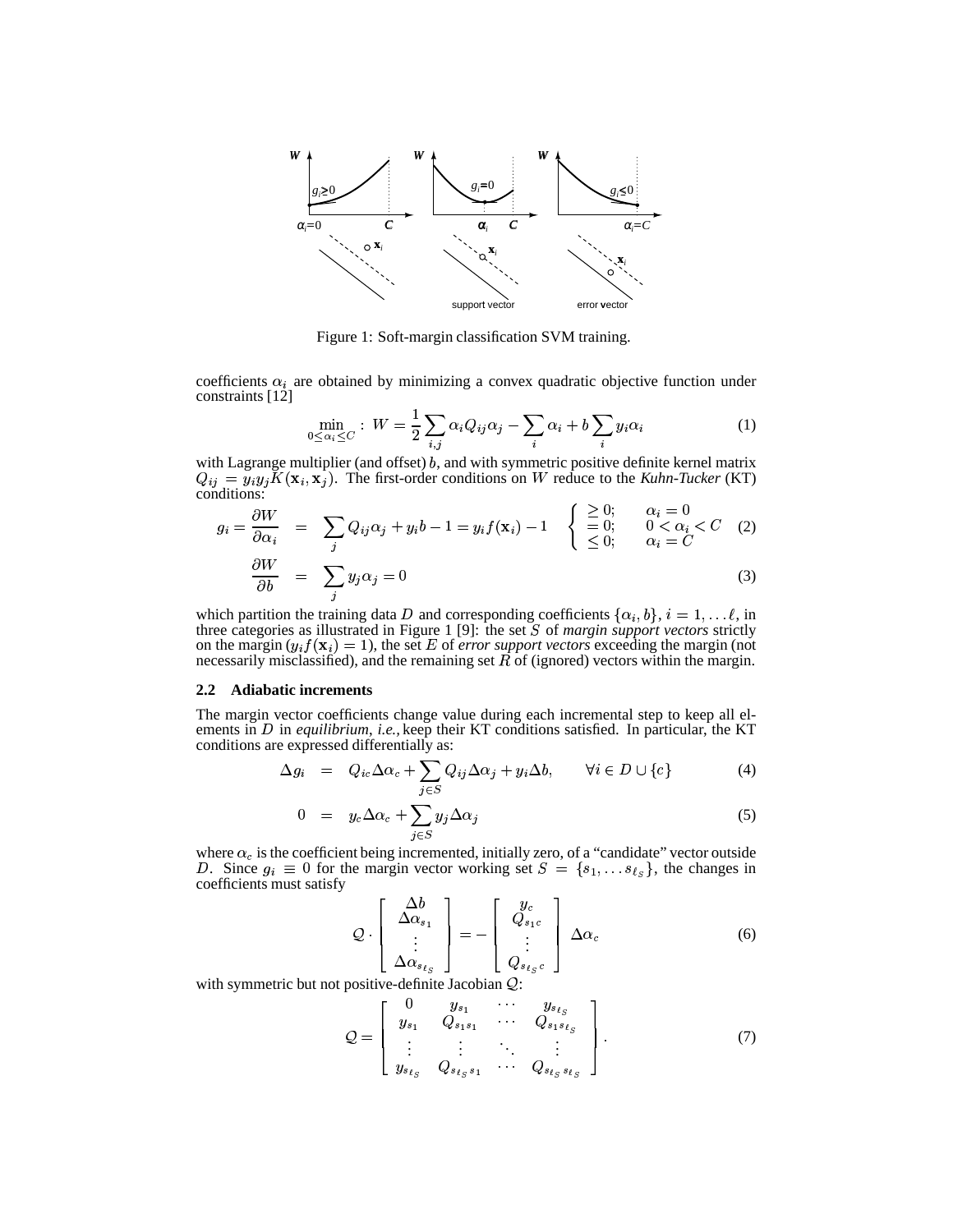Figure 1: Soft-margin classification SVM training.

coefficients $\alpha_i$ are obtained by minimizing a convex quadratic objective function under constraints [12]

$$\min_{0 \leq \alpha_i \leq C} : \; W = \frac{1}{2} \sum_{i,j} \alpha_i Q_{ij} \alpha_j - \sum_i \alpha_i + b \sum_i y_i \alpha_i \tag{1}$$

with Lagrange multiplier (and offset) $b$, and with symmetric positive definite kernel matrix $Q_{ij} = y_i y_j K(\mathbf{x}_i, \mathbf{x}_j)$. The first-order conditions on $W$ reduce to the *Kuhn-Tucker* (KT) conditions:

$$g_i = \frac{\partial W}{\partial \alpha_i} = \sum_j Q_{ij} \alpha_j + y_i b - 1 = y_i f(\mathbf{x}_i) - 1 \quad \begin{cases} \geq 0; & \alpha_i = 0 \\ = 0; & 0 < \alpha_i < C \\ \leq 0; & \alpha_i = C \end{cases} \tag{2}$$

$$\frac{\partial W}{\partial b} = \sum_j y_j \alpha_j = 0 \tag{3}$$

which partition the training data $D$ and corresponding coefficients $\{\alpha_i, b\}$, $i = 1, \ldots \ell$, in three categories as illustrated in Figure 1 [9]: the set $S$ of *margin support vectors* strictly on the margin ($y_i f(\mathbf{x}_i) = 1$), the set $E$ of *error support vectors* exceeding the margin (not necessarily misclassified), and the remaining set $R$ of (ignored) vectors within the margin.

### 2.2 Adiabatic increments

The margin vector coefficients change value during each incremental step to keep all elements in $D$ in *equilibrium*, *i.e.*, keep their KT conditions satisfied. In particular, the KT conditions are expressed differentially as:

$$\Delta g_i = Q_{ic} \Delta \alpha_c + \sum_{j \in S} Q_{ij} \Delta \alpha_j + y_i \Delta b, \qquad \forall i \in D \cup \{c\} \tag{4}$$

$$0 = y_c \Delta \alpha_c + \sum_{j \in S} y_j \Delta \alpha_j \tag{5}$$

where $\alpha_c$ is the coefficient being incremented, initially zero, of a "candidate" vector outside $D$. Since $g_i \equiv 0$ for the margin vector working set $S = \{s_1, \ldots s_{\ell_S}\}$, the changes in coefficients must satisfy

$$\mathcal{Q} \cdot \begin{bmatrix} \Delta b \\ \Delta \alpha_{s_1} \\ \vdots \\ \Delta \alpha_{s_{\ell_S}} \end{bmatrix} = - \begin{bmatrix} y_c \\ Q_{s_1 c} \\ \vdots \\ Q_{s_{\ell_S} c} \end{bmatrix} \Delta \alpha_c \tag{6}$$

with symmetric but not positive-definite Jacobian $\mathcal{Q}$:

$$\mathcal{Q} = \begin{bmatrix} 0 & y_{s_1} & \cdots & y_{s_{\ell_S}} \\ y_{s_1} & Q_{s_1 s_1} & \cdots & Q_{s_1 s_{\ell_S}} \\ \vdots & \vdots & \ddots & \vdots \\ y_{s_{\ell_S}} & Q_{s_{\ell_S} s_1} & \cdots & Q_{s_{\ell_S} s_{\ell_S}} \end{bmatrix}. \tag{7}$$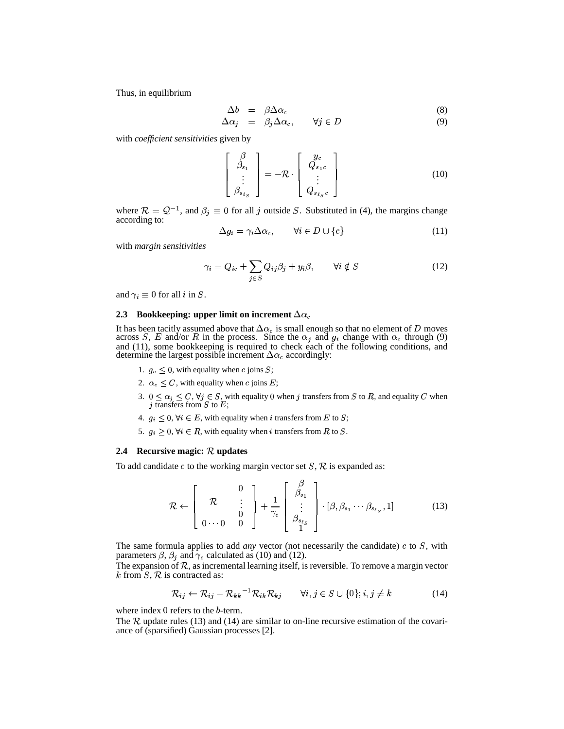Thus, in equilibrium

$$
\begin{aligned}
\Delta b &= \beta \Delta \alpha_c & (8)\\
\Delta \alpha_j &= \beta_j \Delta \alpha_c, \qquad \forall j \in D & (9)
\end{aligned}
$$

with *coefficient sensitivities* given by

$$
\begin{bmatrix} \beta \\ \beta_{s_1} \\ \vdots \\ \beta_{s_{\ell_S}} \end{bmatrix} = -\mathcal{R} \cdot \begin{bmatrix} y_c \\ Q_{s_1 c} \\ \vdots \\ Q_{s_{\ell_S} c} \end{bmatrix} \tag{10}
$$

where $\mathcal{R} = \mathcal{Q}^{-1}$, and $\beta_j \equiv 0$ for all $j$ outside $S$. Substituted in (4), the margins change according to:

$$
\Delta g_i = \gamma_i \Delta \alpha_c, \qquad \forall i \in D \cup \{c\} \tag{11}
$$

with *margin sensitivities*

$$
\gamma_i = Q_{ic} + \sum_{j \in S} Q_{ij} \beta_j + y_i \beta, \qquad \forall i \notin S \tag{12}
$$

and $\gamma_i \equiv 0$ for all $i$ in $S$.

### 2.3 Bookkeeping: upper limit on increment $\Delta \alpha_c$

It has been tacitly assumed above that $\Delta \alpha_c$ is small enough so that no element of $D$ moves across $S$, $E$ and/or $R$ in the process. Since the $\alpha_j$ and $g_i$ change with $\alpha_c$ through (9) and (11), some bookkeeping is required to check each of the following conditions, and determine the largest possible increment $\Delta \alpha_c$ accordingly:

1. $g_c \leq 0$, with equality when $c$ joins $S$;
2. $\alpha_c \leq C$, with equality when $c$ joins $E$;
3. $0 \leq \alpha_j \leq C$, $\forall j \in S$, with equality $0$ when $j$ transfers from $S$ to $R$, and equality $C$ when $j$ transfers from $S$ to $E$;
4. $g_i \leq 0$, $\forall i \in E$, with equality when $i$ transfers from $E$ to $S$;
5. $g_i \geq 0$, $\forall i \in R$, with equality when $i$ transfers from $R$ to $S$.

### 2.4 Recursive magic: $\mathcal{R}$ updates

To add candidate $c$ to the working margin vector set $S$, $\mathcal{R}$ is expanded as:

$$
\mathcal{R} \leftarrow \begin{bmatrix} & & 0 \\ & \mathcal{R} & \vdots \\ & & 0 \\ 0 \cdots 0 & & 0 \end{bmatrix} + \frac{1}{\gamma_c} \begin{bmatrix} \beta \\ \beta_{s_1} \\ \vdots \\ \beta_{s_{\ell_S}} \\ 1 \end{bmatrix} \cdot [\beta, \beta_{s_1} \cdots \beta_{s_{\ell_S}}, 1] \tag{13}
$$

The same formula applies to add *any* vector (not necessarily the candidate) $c$ to $S$, with parameters $\beta$, $\beta_j$ and $\gamma_c$ calculated as (10) and (12).

The expansion of $\mathcal{R}$, as incremental learning itself, is reversible. To remove a margin vector $k$ from $S$, $\mathcal{R}$ is contracted as:

$$
\mathcal{R}_{ij} \leftarrow \mathcal{R}_{ij} - \mathcal{R}_{kk}{}^{-1} \mathcal{R}_{ik} \mathcal{R}_{kj} \qquad \forall i, j \in S \cup \{0\}; i, j \neq k \tag{14}
$$

where index $0$ refers to the $b$-term.

The $\mathcal{R}$ update rules (13) and (14) are similar to on-line recursive estimation of the covariance of (sparsified) Gaussian processes [2].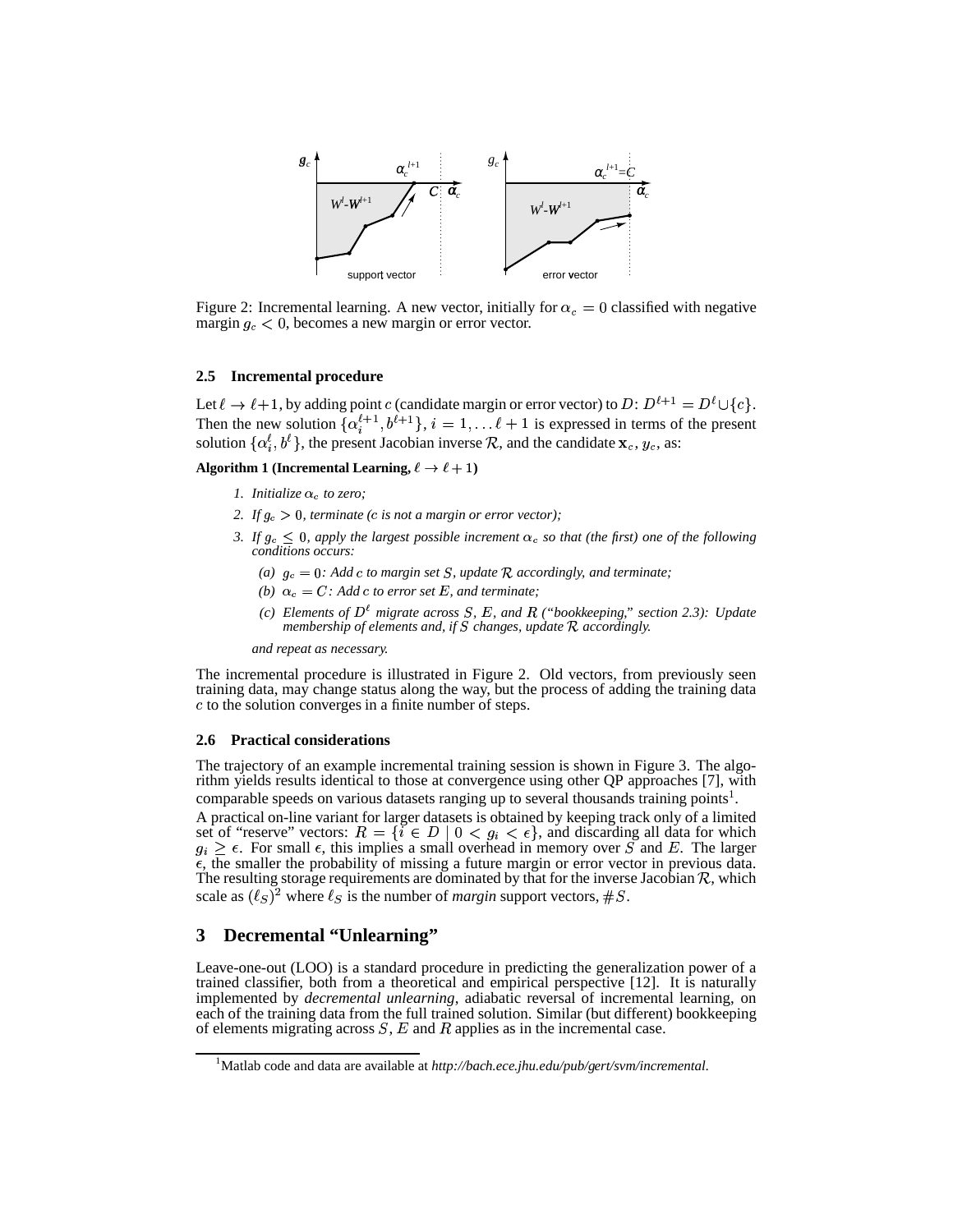Figure 2: Incremental learning. A new vector, initially for $\alpha_c = 0$ classified with negative margin $g_c < 0$, becomes a new margin or error vector.

### 2.5 Incremental procedure

Let $\ell \to \ell+1$, by adding point $c$ (candidate margin or error vector) to $D$: $D^{\ell+1} = D^\ell \cup \{c\}$. Then the new solution $\{\alpha_i^{\ell+1}, b^{\ell+1}\}$, $i = 1, \ldots \ell+1$ is expressed in terms of the present solution $\{\alpha_i^\ell, b^\ell\}$, the present Jacobian inverse $\mathcal{R}$, and the candidate $\mathbf{x}_c, y_c$, as:

**Algorithm 1 (Incremental Learning, $\ell \to \ell+1$)**

1. *Initialize $\alpha_c$ to zero;*
2. *If $g_c > 0$, terminate ($c$ is not a margin or error vector);*
3. *If $g_c \leq 0$, apply the largest possible increment $\alpha_c$ so that (the first) one of the following conditions occurs:*
   - *(a) $g_c = 0$: Add $c$ to margin set $S$, update $\mathcal{R}$ accordingly, and terminate;*
   - *(b) $\alpha_c = C$: Add $c$ to error set $E$, and terminate;*
   - *(c) Elements of $D^\ell$ migrate across $S$, $E$, and $R$ ("bookkeeping," section 2.3): Update membership of elements and, if $S$ changes, update $\mathcal{R}$ accordingly.*

   *and repeat as necessary.*

The incremental procedure is illustrated in Figure 2. Old vectors, from previously seen training data, may change status along the way, but the process of adding the training data $c$ to the solution converges in a finite number of steps.

### 2.6 Practical considerations

The trajectory of an example incremental training session is shown in Figure 3. The algorithm yields results identical to those at convergence using other QP approaches [7], with comparable speeds on various datasets ranging up to several thousands training points[1].

A practical on-line variant for larger datasets is obtained by keeping track only of a limited set of "reserve" vectors: $R = \{i \in D \mid 0 < g_i < \epsilon\}$, and discarding all data for which $g_i \geq \epsilon$. For small $\epsilon$, this implies a small overhead in memory over $S$ and $E$. The larger $\epsilon$, the smaller the probability of missing a future margin or error vector in previous data. The resulting storage requirements are dominated by that for the inverse Jacobian $\mathcal{R}$, which scale as $(\ell_S)^2$ where $\ell_S$ is the number of *margin* support vectors, $\#S$.

## 3 Decremental "Unlearning"

Leave-one-out (LOO) is a standard procedure in predicting the generalization power of a trained classifier, both from a theoretical and empirical perspective [12]. It is naturally implemented by *decremental unlearning*, adiabatic reversal of incremental learning, on each of the training data from the full trained solution. Similar (but different) bookkeeping of elements migrating across $S$, $E$ and $R$ applies as in the incremental case.

[1] Matlab code and data are available at *http://bach.ece.jhu.edu/pub/gert/svm/incremental*.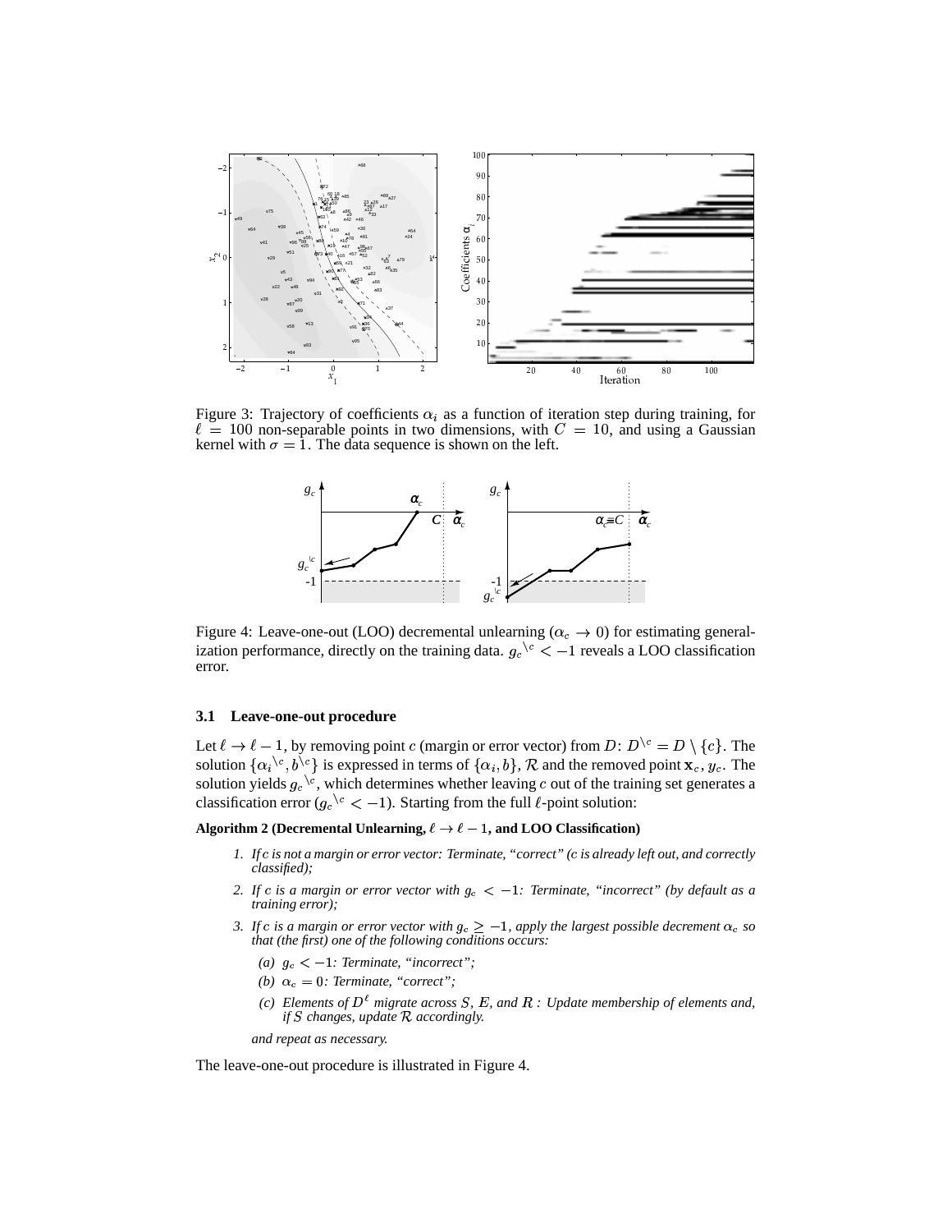Figure 3: Trajectory of coefficients $\alpha_i$ as a function of iteration step during training, for $\ell = 100$ non-separable points in two dimensions, with $C = 10$, and using a Gaussian kernel with $\sigma = 1$. The data sequence is shown on the left.

Figure 4: Leave-one-out (LOO) decremental unlearning ($\alpha_c \to 0$) for estimating generalization performance, directly on the training data. $g_c{}^{\backslash c} < -1$ reveals a LOO classification error.

### 3.1 Leave-one-out procedure

Let $\ell \to \ell - 1$, by removing point $c$ (margin or error vector) from $D$: $D^{\backslash c} = D \setminus \{c\}$. The solution $\{\alpha_i{}^{\backslash c}, b^{\backslash c}\}$ is expressed in terms of $\{\alpha_i, b\}$, $\mathcal{R}$ and the removed point $\mathbf{x}_c, y_c$. The solution yields $g_c{}^{\backslash c}$, which determines whether leaving $c$ out of the training set generates a classification error ($g_c{}^{\backslash c} < -1$). Starting from the full $\ell$-point solution:

**Algorithm 2 (Decremental Unlearning, $\ell \to \ell - 1$, and LOO Classification)**

1. *If $c$ is not a margin or error vector: Terminate, "correct" ($c$ is already left out, and correctly classified);*
2. *If $c$ is a margin or error vector with $g_c < -1$: Terminate, "incorrect" (by default as a training error);*
3. *If $c$ is a margin or error vector with $g_c \geq -1$, apply the largest possible decrement $\alpha_c$ so that (the first) one of the following conditions occurs:*
   - (a) *$g_c < -1$: Terminate, "incorrect";*
   - (b) *$\alpha_c = 0$: Terminate, "correct";*
   - (c) *Elements of $D^\ell$ migrate across $S$, $E$, and $R$ : Update membership of elements and, if $S$ changes, update $\mathcal{R}$ accordingly.*

   *and repeat as necessary.*

The leave-one-out procedure is illustrated in Figure 4.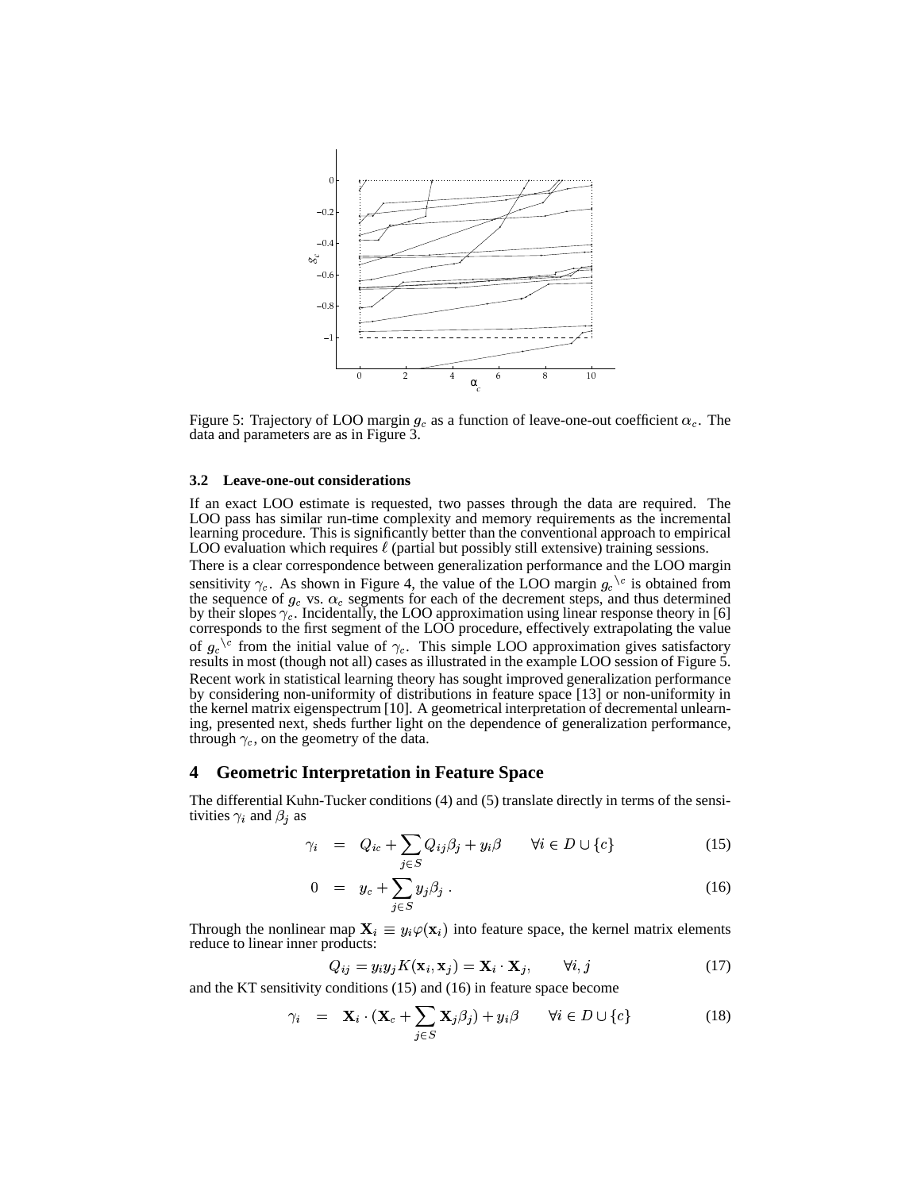Figure 5: Trajectory of LOO margin $g_c$ as a function of leave-one-out coefficient $\alpha_c$. The data and parameters are as in Figure 3.

### 3.2 Leave-one-out considerations

If an exact LOO estimate is requested, two passes through the data are required. The LOO pass has similar run-time complexity and memory requirements as the incremental learning procedure. This is significantly better than the conventional approach to empirical LOO evaluation which requires $\ell$ (partial but possibly still extensive) training sessions.

There is a clear correspondence between generalization performance and the LOO margin sensitivity $\gamma_c$. As shown in Figure 4, the value of the LOO margin $g_c{}^{\setminus c}$ is obtained from the sequence of $g_c$ vs. $\alpha_c$ segments for each of the decrement steps, and thus determined by their slopes $\gamma_c$. Incidentally, the LOO approximation using linear response theory in [6] corresponds to the first segment of the LOO procedure, effectively extrapolating the value of $g_c{}^{\setminus c}$ from the initial value of $\gamma_c$. This simple LOO approximation gives satisfactory results in most (though not all) cases as illustrated in the example LOO session of Figure 5.

Recent work in statistical learning theory has sought improved generalization performance by considering non-uniformity of distributions in feature space [13] or non-uniformity in the kernel matrix eigenspectrum [10]. A geometrical interpretation of decremental unlearning, presented next, sheds further light on the dependence of generalization performance, through $\gamma_c$, on the geometry of the data.

## 4 Geometric Interpretation in Feature Space

The differential Kuhn-Tucker conditions (4) and (5) translate directly in terms of the sensitivities $\gamma_i$ and $\beta_j$ as

$$\gamma_i = Q_{ic} + \sum_{j \in S} Q_{ij}\beta_j + y_i\beta \qquad \forall i \in D \cup \{c\} \tag{15}$$

$$0 = y_c + \sum_{j \in S} y_j\beta_j \, . \tag{16}$$

Through the nonlinear map $\mathbf{X}_i \equiv y_i\varphi(\mathbf{x}_i)$ into feature space, the kernel matrix elements reduce to linear inner products:

$$Q_{ij} = y_i y_j K(\mathbf{x}_i, \mathbf{x}_j) = \mathbf{X}_i \cdot \mathbf{X}_j, \qquad \forall i, j \tag{17}$$

and the KT sensitivity conditions (15) and (16) in feature space become

$$\gamma_i = \mathbf{X}_i \cdot (\mathbf{X}_c + \sum_{j \in S} \mathbf{X}_j\beta_j) + y_i\beta \qquad \forall i \in D \cup \{c\} \tag{18}$$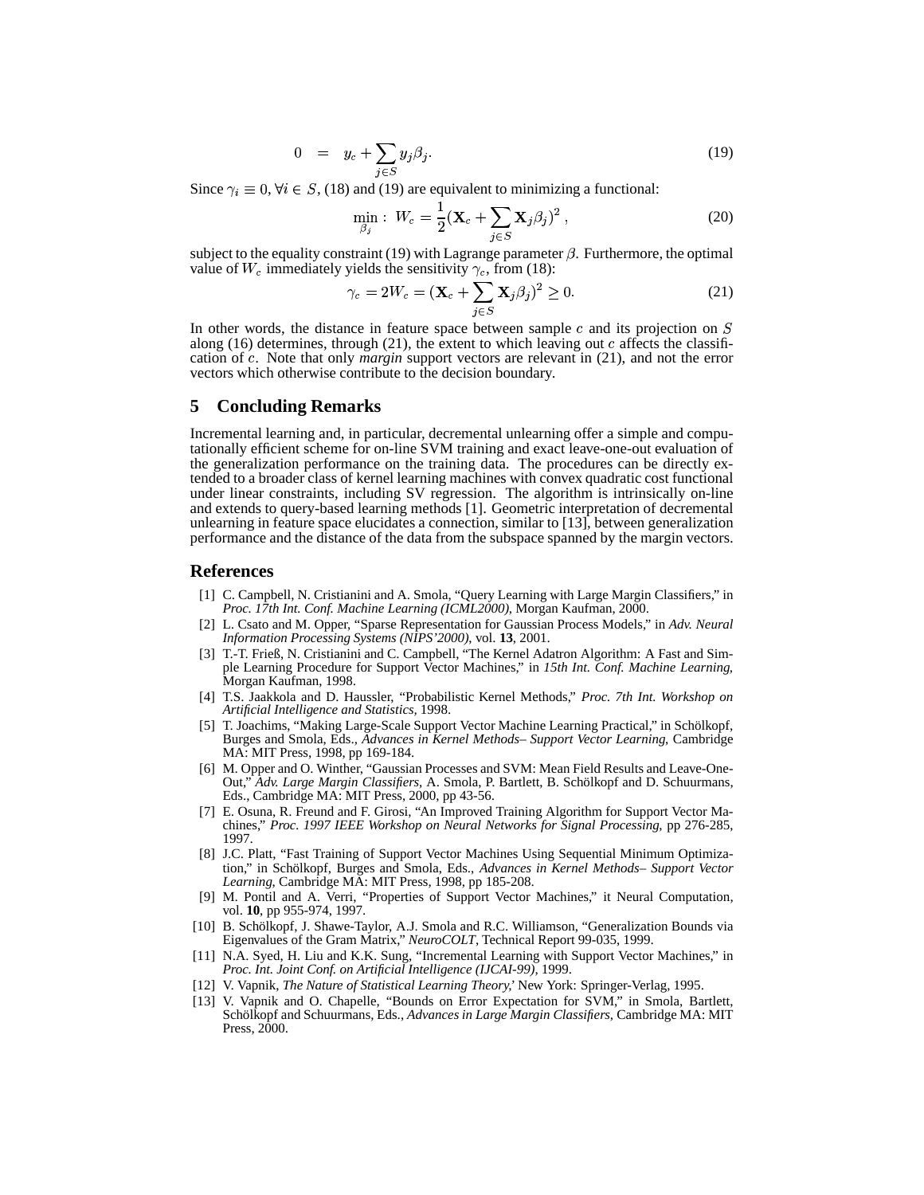$$0 \quad = \quad y_c + \sum_{j \in S} y_j \beta_j . \tag{19}$$

Since $\gamma_i \equiv 0, \forall i \in S$, (18) and (19) are equivalent to minimizing a functional:

$$\min_{\beta_j} : \; W_c = \frac{1}{2}(\mathbf{X}_c + \sum_{j \in S} \mathbf{X}_j \beta_j)^2 \,, \tag{20}$$

subject to the equality constraint (19) with Lagrange parameter $\beta$. Furthermore, the optimal value of $W_c$ immediately yields the sensitivity $\gamma_c$, from (18):

$$\gamma_c = 2W_c = (\mathbf{X}_c + \sum_{j \in S} \mathbf{X}_j \beta_j)^2 \geq 0. \tag{21}$$

In other words, the distance in feature space between sample $c$ and its projection on $S$ along (16) determines, through (21), the extent to which leaving out $c$ affects the classification of $c$. Note that only *margin* support vectors are relevant in (21), and not the error vectors which otherwise contribute to the decision boundary.

## 5 Concluding Remarks

Incremental learning and, in particular, decremental unlearning offer a simple and computationally efficient scheme for on-line SVM training and exact leave-one-out evaluation of the generalization performance on the training data. The procedures can be directly extended to a broader class of kernel learning machines with convex quadratic cost functional under linear constraints, including SV regression. The algorithm is intrinsically on-line and extends to query-based learning methods [1]. Geometric interpretation of decremental unlearning in feature space elucidates a connection, similar to [13], between generalization performance and the distance of the data from the subspace spanned by the margin vectors.

## References

[1] C. Campbell, N. Cristianini and A. Smola, "Query Learning with Large Margin Classifiers," in *Proc. 17th Int. Conf. Machine Learning (ICML2000)*, Morgan Kaufman, 2000.

[2] L. Csato and M. Opper, "Sparse Representation for Gaussian Process Models," in *Adv. Neural Information Processing Systems (NIPS'2000)*, vol. **13**, 2001.

[3] T.-T. Frieß, N. Cristianini and C. Campbell, "The Kernel Adatron Algorithm: A Fast and Simple Learning Procedure for Support Vector Machines," in *15th Int. Conf. Machine Learning,* Morgan Kaufman, 1998.

[4] T.S. Jaakkola and D. Haussler, "Probabilistic Kernel Methods," *Proc. 7th Int. Workshop on Artificial Intelligence and Statistics,* 1998.

[5] T. Joachims, "Making Large-Scale Support Vector Machine Learning Practical," in Schölkopf, Burges and Smola, Eds., *Advances in Kernel Methods– Support Vector Learning,* Cambridge MA: MIT Press, 1998, pp 169-184.

[6] M. Opper and O. Winther, "Gaussian Processes and SVM: Mean Field Results and Leave-One-Out," *Adv. Large Margin Classifiers,* A. Smola, P. Bartlett, B. Schölkopf and D. Schuurmans, Eds., Cambridge MA: MIT Press, 2000, pp 43-56.

[7] E. Osuna, R. Freund and F. Girosi, "An Improved Training Algorithm for Support Vector Machines," *Proc. 1997 IEEE Workshop on Neural Networks for Signal Processing,* pp 276-285, 1997.

[8] J.C. Platt, "Fast Training of Support Vector Machines Using Sequential Minimum Optimization," in Schölkopf, Burges and Smola, Eds., *Advances in Kernel Methods– Support Vector Learning,* Cambridge MA: MIT Press, 1998, pp 185-208.

[9] M. Pontil and A. Verri, "Properties of Support Vector Machines," it Neural Computation, vol. **10**, pp 955-974, 1997.

[10] B. Schölkopf, J. Shawe-Taylor, A.J. Smola and R.C. Williamson, "Generalization Bounds via Eigenvalues of the Gram Matrix," *NeuroCOLT,* Technical Report 99-035, 1999.

[11] N.A. Syed, H. Liu and K.K. Sung, "Incremental Learning with Support Vector Machines," in *Proc. Int. Joint Conf. on Artificial Intelligence (IJCAI-99),* 1999.

[12] V. Vapnik, *The Nature of Statistical Learning Theory,'* New York: Springer-Verlag, 1995.

[13] V. Vapnik and O. Chapelle, "Bounds on Error Expectation for SVM," in Smola, Bartlett, Schölkopf and Schuurmans, Eds., *Advances in Large Margin Classifiers,* Cambridge MA: MIT Press, 2000.